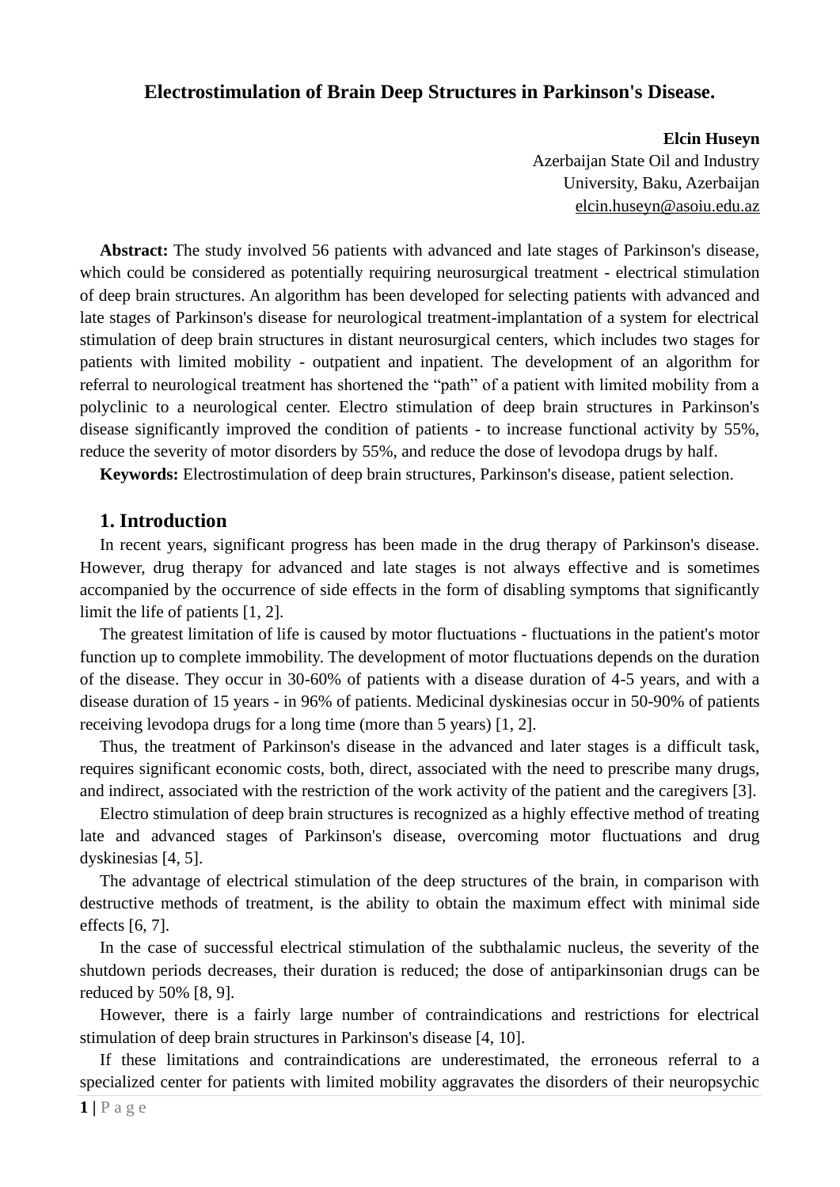# Electrostimulation of Brain Deep Structures in Parkinson's Disease.

**Elcin Huseyn**
Azerbaijan State Oil and Industry University, Baku, Azerbaijan
elcin.huseyn@asoiu.edu.az

**Abstract:** The study involved 56 patients with advanced and late stages of Parkinson's disease, which could be considered as potentially requiring neurosurgical treatment - electrical stimulation of deep brain structures. An algorithm has been developed for selecting patients with advanced and late stages of Parkinson's disease for neurological treatment-implantation of a system for electrical stimulation of deep brain structures in distant neurosurgical centers, which includes two stages for patients with limited mobility - outpatient and inpatient. The development of an algorithm for referral to neurological treatment has shortened the "path" of a patient with limited mobility from a polyclinic to a neurological center. Electro stimulation of deep brain structures in Parkinson's disease significantly improved the condition of patients - to increase functional activity by 55%, reduce the severity of motor disorders by 55%, and reduce the dose of levodopa drugs by half.

**Keywords:** Electrostimulation of deep brain structures, Parkinson's disease, patient selection.

## 1. Introduction

In recent years, significant progress has been made in the drug therapy of Parkinson's disease. However, drug therapy for advanced and late stages is not always effective and is sometimes accompanied by the occurrence of side effects in the form of disabling symptoms that significantly limit the life of patients [1, 2].

The greatest limitation of life is caused by motor fluctuations - fluctuations in the patient's motor function up to complete immobility. The development of motor fluctuations depends on the duration of the disease. They occur in 30-60% of patients with a disease duration of 4-5 years, and with a disease duration of 15 years - in 96% of patients. Medicinal dyskinesias occur in 50-90% of patients receiving levodopa drugs for a long time (more than 5 years) [1, 2].

Thus, the treatment of Parkinson's disease in the advanced and later stages is a difficult task, requires significant economic costs, both, direct, associated with the need to prescribe many drugs, and indirect, associated with the restriction of the work activity of the patient and the caregivers [3].

Electro stimulation of deep brain structures is recognized as a highly effective method of treating late and advanced stages of Parkinson's disease, overcoming motor fluctuations and drug dyskinesias [4, 5].

The advantage of electrical stimulation of the deep structures of the brain, in comparison with destructive methods of treatment, is the ability to obtain the maximum effect with minimal side effects [6, 7].

In the case of successful electrical stimulation of the subthalamic nucleus, the severity of the shutdown periods decreases, their duration is reduced; the dose of antiparkinsonian drugs can be reduced by 50% [8, 9].

However, there is a fairly large number of contraindications and restrictions for electrical stimulation of deep brain structures in Parkinson's disease [4, 10].

If these limitations and contraindications are underestimated, the erroneous referral to a specialized center for patients with limited mobility aggravates the disorders of their neuropsychic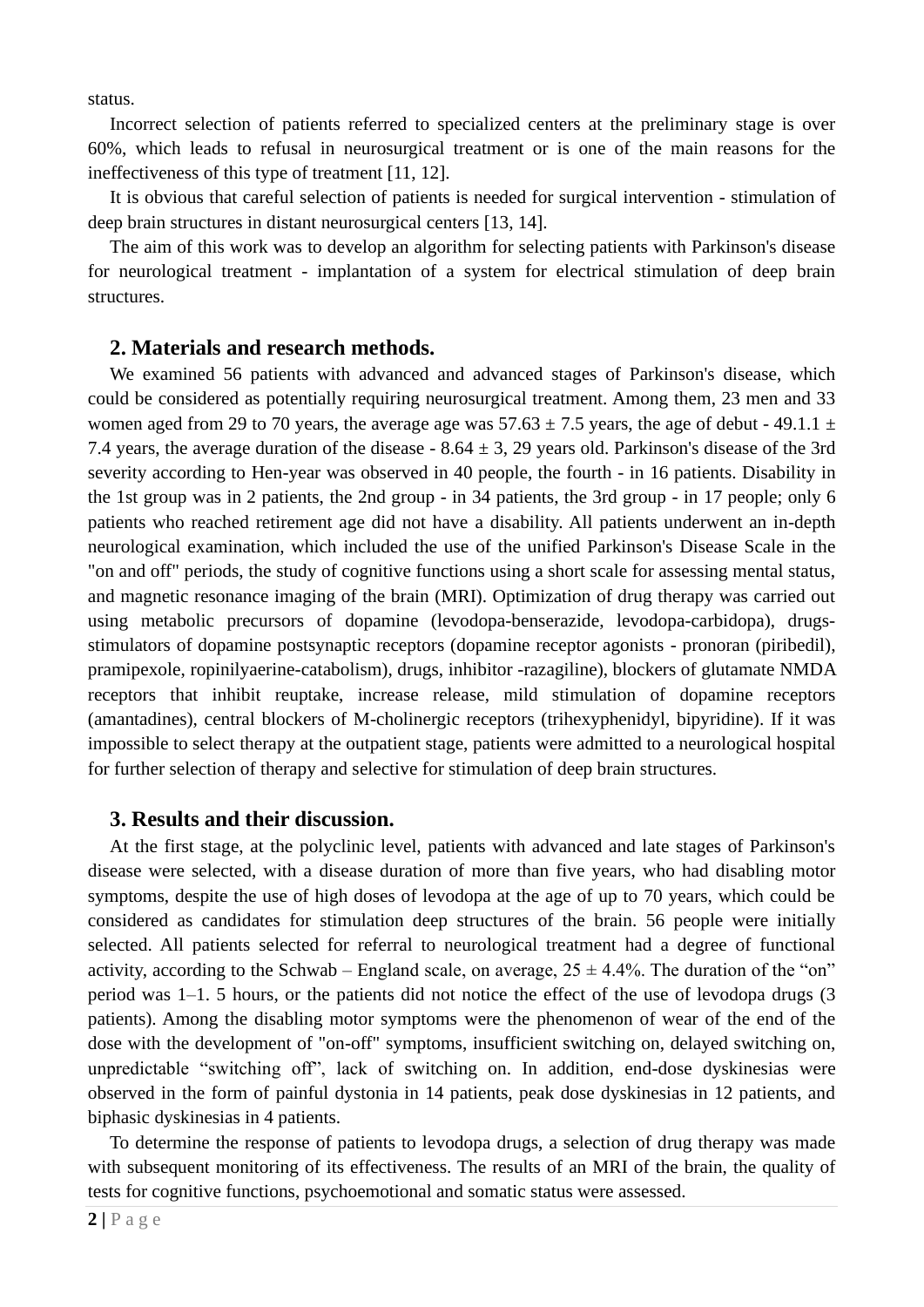status.

Incorrect selection of patients referred to specialized centers at the preliminary stage is over 60%, which leads to refusal in neurosurgical treatment or is one of the main reasons for the ineffectiveness of this type of treatment [11, 12].

It is obvious that careful selection of patients is needed for surgical intervention - stimulation of deep brain structures in distant neurosurgical centers [13, 14].

The aim of this work was to develop an algorithm for selecting patients with Parkinson's disease for neurological treatment - implantation of a system for electrical stimulation of deep brain structures.

## 2. Materials and research methods.

We examined 56 patients with advanced and advanced stages of Parkinson's disease, which could be considered as potentially requiring neurosurgical treatment. Among them, 23 men and 33 women aged from 29 to 70 years, the average age was 57.63 ± 7.5 years, the age of debut - 49.1.1 ± 7.4 years, the average duration of the disease - 8.64 ± 3, 29 years old. Parkinson's disease of the 3rd severity according to Hen-year was observed in 40 people, the fourth - in 16 patients. Disability in the 1st group was in 2 patients, the 2nd group - in 34 patients, the 3rd group - in 17 people; only 6 patients who reached retirement age did not have a disability. All patients underwent an in-depth neurological examination, which included the use of the unified Parkinson's Disease Scale in the "on and off" periods, the study of cognitive functions using a short scale for assessing mental status, and magnetic resonance imaging of the brain (MRI). Optimization of drug therapy was carried out using metabolic precursors of dopamine (levodopa-benserazide, levodopa-carbidopa), drugs-stimulators of dopamine postsynaptic receptors (dopamine receptor agonists - pronoran (piribedil), pramipexole, ropinilyaerine-catabolism), drugs, inhibitor -razagiline), blockers of glutamate NMDA receptors that inhibit reuptake, increase release, mild stimulation of dopamine receptors (amantadines), central blockers of M-cholinergic receptors (trihexyphenidyl, bipyridine). If it was impossible to select therapy at the outpatient stage, patients were admitted to a neurological hospital for further selection of therapy and selective for stimulation of deep brain structures.

## 3. Results and their discussion.

At the first stage, at the polyclinic level, patients with advanced and late stages of Parkinson's disease were selected, with a disease duration of more than five years, who had disabling motor symptoms, despite the use of high doses of levodopa at the age of up to 70 years, which could be considered as candidates for stimulation deep structures of the brain. 56 people were initially selected. All patients selected for referral to neurological treatment had a degree of functional activity, according to the Schwab – England scale, on average, 25 ± 4.4%. The duration of the "on" period was 1–1. 5 hours, or the patients did not notice the effect of the use of levodopa drugs (3 patients). Among the disabling motor symptoms were the phenomenon of wear of the end of the dose with the development of "on-off" symptoms, insufficient switching on, delayed switching on, unpredictable "switching off", lack of switching on. In addition, end-dose dyskinesias were observed in the form of painful dystonia in 14 patients, peak dose dyskinesias in 12 patients, and biphasic dyskinesias in 4 patients.

To determine the response of patients to levodopa drugs, a selection of drug therapy was made with subsequent monitoring of its effectiveness. The results of an MRI of the brain, the quality of tests for cognitive functions, psychoemotional and somatic status were assessed.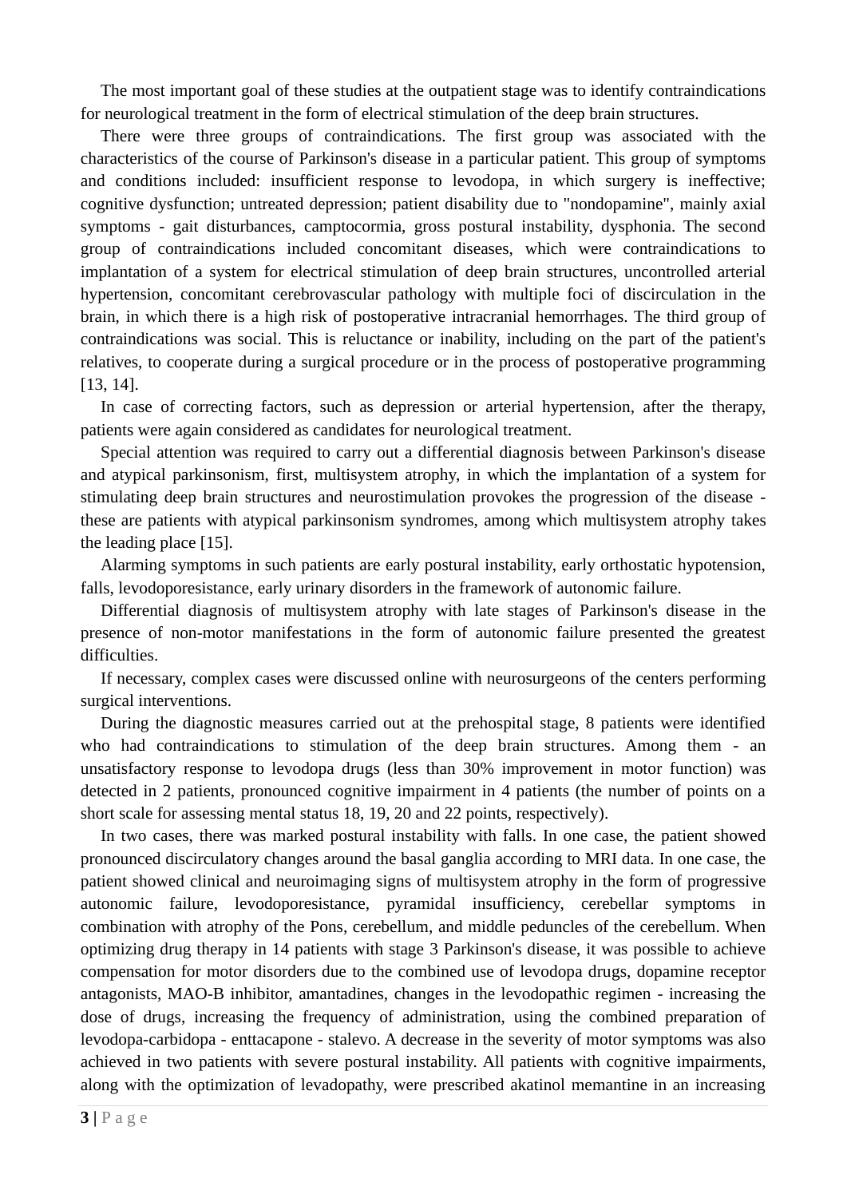The most important goal of these studies at the outpatient stage was to identify contraindications for neurological treatment in the form of electrical stimulation of the deep brain structures.

There were three groups of contraindications. The first group was associated with the characteristics of the course of Parkinson's disease in a particular patient. This group of symptoms and conditions included: insufficient response to levodopa, in which surgery is ineffective; cognitive dysfunction; untreated depression; patient disability due to "nondopamine", mainly axial symptoms - gait disturbances, camptocormia, gross postural instability, dysphonia. The second group of contraindications included concomitant diseases, which were contraindications to implantation of a system for electrical stimulation of deep brain structures, uncontrolled arterial hypertension, concomitant cerebrovascular pathology with multiple foci of discirculation in the brain, in which there is a high risk of postoperative intracranial hemorrhages. The third group of contraindications was social. This is reluctance or inability, including on the part of the patient's relatives, to cooperate during a surgical procedure or in the process of postoperative programming [13, 14].

In case of correcting factors, such as depression or arterial hypertension, after the therapy, patients were again considered as candidates for neurological treatment.

Special attention was required to carry out a differential diagnosis between Parkinson's disease and atypical parkinsonism, first, multisystem atrophy, in which the implantation of a system for stimulating deep brain structures and neurostimulation provokes the progression of the disease - these are patients with atypical parkinsonism syndromes, among which multisystem atrophy takes the leading place [15].

Alarming symptoms in such patients are early postural instability, early orthostatic hypotension, falls, levodoporesistance, early urinary disorders in the framework of autonomic failure.

Differential diagnosis of multisystem atrophy with late stages of Parkinson's disease in the presence of non-motor manifestations in the form of autonomic failure presented the greatest difficulties.

If necessary, complex cases were discussed online with neurosurgeons of the centers performing surgical interventions.

During the diagnostic measures carried out at the prehospital stage, 8 patients were identified who had contraindications to stimulation of the deep brain structures. Among them - an unsatisfactory response to levodopa drugs (less than 30% improvement in motor function) was detected in 2 patients, pronounced cognitive impairment in 4 patients (the number of points on a short scale for assessing mental status 18, 19, 20 and 22 points, respectively).

In two cases, there was marked postural instability with falls. In one case, the patient showed pronounced discirculatory changes around the basal ganglia according to MRI data. In one case, the patient showed clinical and neuroimaging signs of multisystem atrophy in the form of progressive autonomic failure, levodoporesistance, pyramidal insufficiency, cerebellar symptoms in combination with atrophy of the Pons, cerebellum, and middle peduncles of the cerebellum. When optimizing drug therapy in 14 patients with stage 3 Parkinson's disease, it was possible to achieve compensation for motor disorders due to the combined use of levodopa drugs, dopamine receptor antagonists, MAO-B inhibitor, amantadines, changes in the levodopathic regimen - increasing the dose of drugs, increasing the frequency of administration, using the combined preparation of levodopa-carbidopa - enttacapone - stalevo. A decrease in the severity of motor symptoms was also achieved in two patients with severe postural instability. All patients with cognitive impairments, along with the optimization of levadopathy, were prescribed akatinol memantine in an increasing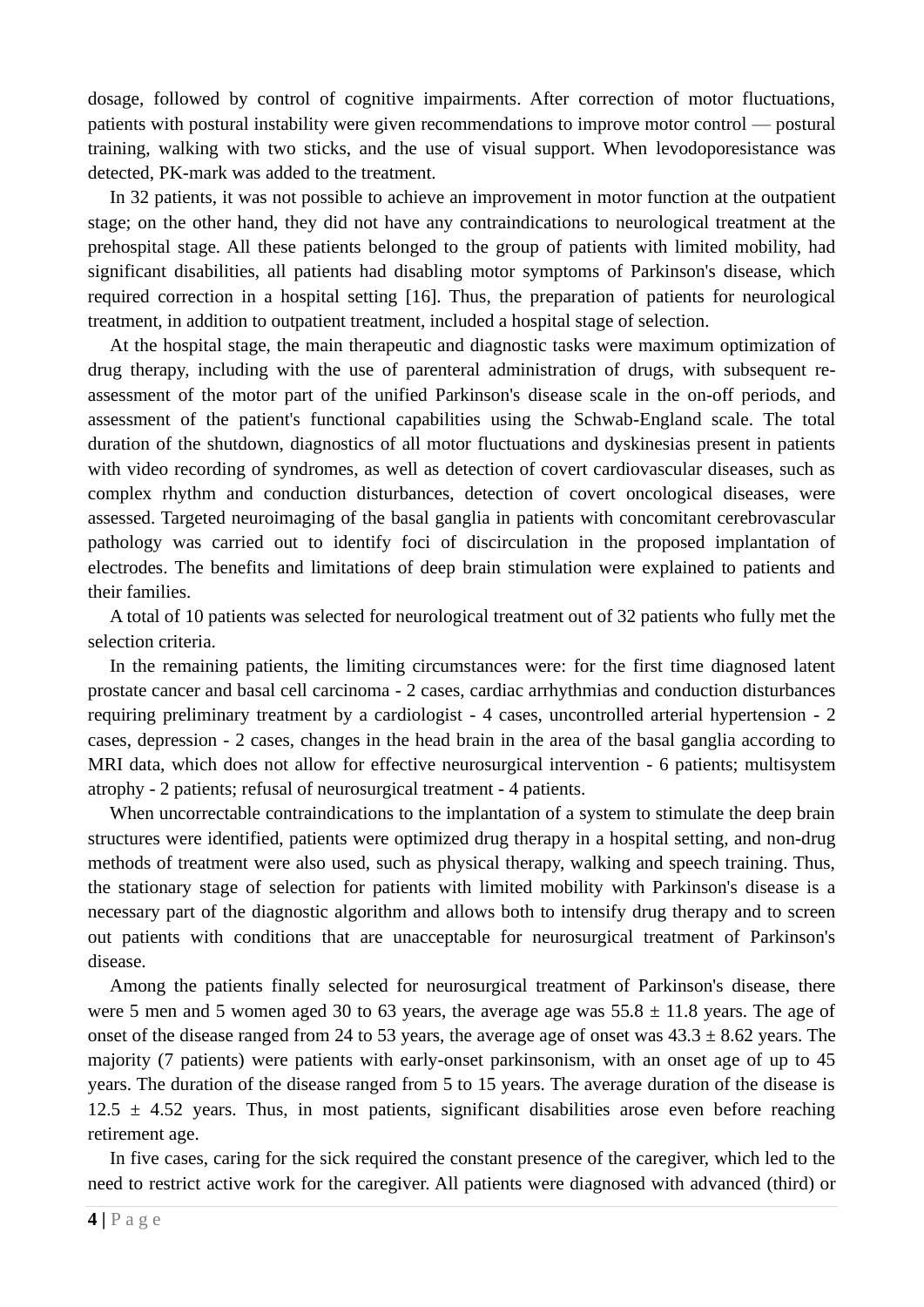dosage, followed by control of cognitive impairments. After correction of motor fluctuations, patients with postural instability were given recommendations to improve motor control — postural training, walking with two sticks, and the use of visual support. When levodoporesistance was detected, PK-mark was added to the treatment.

In 32 patients, it was not possible to achieve an improvement in motor function at the outpatient stage; on the other hand, they did not have any contraindications to neurological treatment at the prehospital stage. All these patients belonged to the group of patients with limited mobility, had significant disabilities, all patients had disabling motor symptoms of Parkinson's disease, which required correction in a hospital setting [16]. Thus, the preparation of patients for neurological treatment, in addition to outpatient treatment, included a hospital stage of selection.

At the hospital stage, the main therapeutic and diagnostic tasks were maximum optimization of drug therapy, including with the use of parenteral administration of drugs, with subsequent re-assessment of the motor part of the unified Parkinson's disease scale in the on-off periods, and assessment of the patient's functional capabilities using the Schwab-England scale. The total duration of the shutdown, diagnostics of all motor fluctuations and dyskinesias present in patients with video recording of syndromes, as well as detection of covert cardiovascular diseases, such as complex rhythm and conduction disturbances, detection of covert oncological diseases, were assessed. Targeted neuroimaging of the basal ganglia in patients with concomitant cerebrovascular pathology was carried out to identify foci of discirculation in the proposed implantation of electrodes. The benefits and limitations of deep brain stimulation were explained to patients and their families.

A total of 10 patients was selected for neurological treatment out of 32 patients who fully met the selection criteria.

In the remaining patients, the limiting circumstances were: for the first time diagnosed latent prostate cancer and basal cell carcinoma - 2 cases, cardiac arrhythmias and conduction disturbances requiring preliminary treatment by a cardiologist - 4 cases, uncontrolled arterial hypertension - 2 cases, depression - 2 cases, changes in the head brain in the area of the basal ganglia according to MRI data, which does not allow for effective neurosurgical intervention - 6 patients; multisystem atrophy - 2 patients; refusal of neurosurgical treatment - 4 patients.

When uncorrectable contraindications to the implantation of a system to stimulate the deep brain structures were identified, patients were optimized drug therapy in a hospital setting, and non-drug methods of treatment were also used, such as physical therapy, walking and speech training. Thus, the stationary stage of selection for patients with limited mobility with Parkinson's disease is a necessary part of the diagnostic algorithm and allows both to intensify drug therapy and to screen out patients with conditions that are unacceptable for neurosurgical treatment of Parkinson's disease.

Among the patients finally selected for neurosurgical treatment of Parkinson's disease, there were 5 men and 5 women aged 30 to 63 years, the average age was $55.8 \pm 11.8$ years. The age of onset of the disease ranged from 24 to 53 years, the average age of onset was $43.3 \pm 8.62$ years. The majority (7 patients) were patients with early-onset parkinsonism, with an onset age of up to 45 years. The duration of the disease ranged from 5 to 15 years. The average duration of the disease is $12.5 \pm 4.52$ years. Thus, in most patients, significant disabilities arose even before reaching retirement age.

In five cases, caring for the sick required the constant presence of the caregiver, which led to the need to restrict active work for the caregiver. All patients were diagnosed with advanced (third) or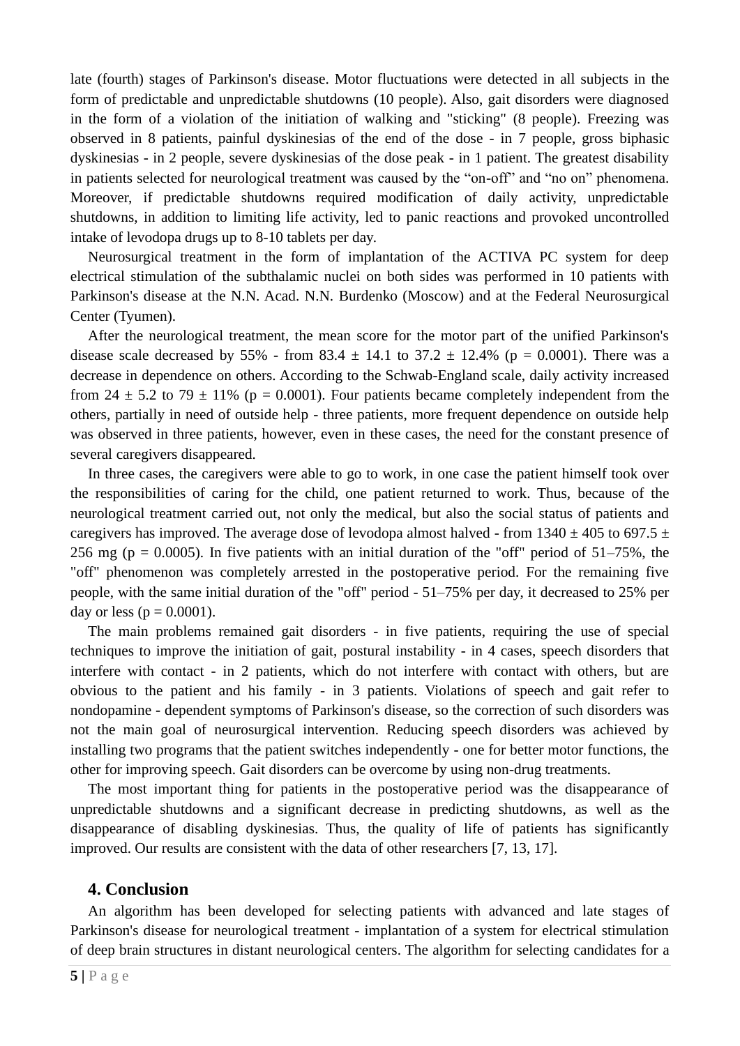late (fourth) stages of Parkinson's disease. Motor fluctuations were detected in all subjects in the form of predictable and unpredictable shutdowns (10 people). Also, gait disorders were diagnosed in the form of a violation of the initiation of walking and "sticking" (8 people). Freezing was observed in 8 patients, painful dyskinesias of the end of the dose - in 7 people, gross biphasic dyskinesias - in 2 people, severe dyskinesias of the dose peak - in 1 patient. The greatest disability in patients selected for neurological treatment was caused by the "on-off" and "no on" phenomena. Moreover, if predictable shutdowns required modification of daily activity, unpredictable shutdowns, in addition to limiting life activity, led to panic reactions and provoked uncontrolled intake of levodopa drugs up to 8-10 tablets per day.

Neurosurgical treatment in the form of implantation of the ACTIVA PC system for deep electrical stimulation of the subthalamic nuclei on both sides was performed in 10 patients with Parkinson's disease at the N.N. Acad. N.N. Burdenko (Moscow) and at the Federal Neurosurgical Center (Tyumen).

After the neurological treatment, the mean score for the motor part of the unified Parkinson's disease scale decreased by 55% - from 83.4 ± 14.1 to 37.2 ± 12.4% ($p = 0.0001$). There was a decrease in dependence on others. According to the Schwab-England scale, daily activity increased from 24 ± 5.2 to 79 ± 11% ($p = 0.0001$). Four patients became completely independent from the others, partially in need of outside help - three patients, more frequent dependence on outside help was observed in three patients, however, even in these cases, the need for the constant presence of several caregivers disappeared.

In three cases, the caregivers were able to go to work, in one case the patient himself took over the responsibilities of caring for the child, one patient returned to work. Thus, because of the neurological treatment carried out, not only the medical, but also the social status of patients and caregivers has improved. The average dose of levodopa almost halved - from 1340 ± 405 to 697.5 ± 256 mg ($p = 0.0005$). In five patients with an initial duration of the "off" period of 51–75%, the "off" phenomenon was completely arrested in the postoperative period. For the remaining five people, with the same initial duration of the "off" period - 51–75% per day, it decreased to 25% per day or less ($p = 0.0001$).

The main problems remained gait disorders - in five patients, requiring the use of special techniques to improve the initiation of gait, postural instability - in 4 cases, speech disorders that interfere with contact - in 2 patients, which do not interfere with contact with others, but are obvious to the patient and his family - in 3 patients. Violations of speech and gait refer to nondopamine - dependent symptoms of Parkinson's disease, so the correction of such disorders was not the main goal of neurosurgical intervention. Reducing speech disorders was achieved by installing two programs that the patient switches independently - one for better motor functions, the other for improving speech. Gait disorders can be overcome by using non-drug treatments.

The most important thing for patients in the postoperative period was the disappearance of unpredictable shutdowns and a significant decrease in predicting shutdowns, as well as the disappearance of disabling dyskinesias. Thus, the quality of life of patients has significantly improved. Our results are consistent with the data of other researchers [7, 13, 17].

## 4. Conclusion

An algorithm has been developed for selecting patients with advanced and late stages of Parkinson's disease for neurological treatment - implantation of a system for electrical stimulation of deep brain structures in distant neurological centers. The algorithm for selecting candidates for a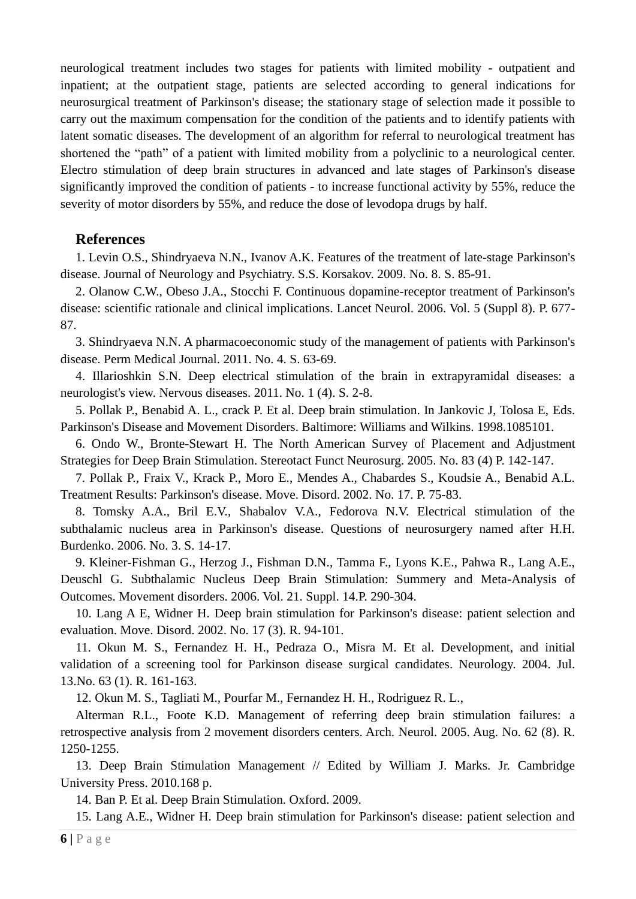neurological treatment includes two stages for patients with limited mobility - outpatient and inpatient; at the outpatient stage, patients are selected according to general indications for neurosurgical treatment of Parkinson's disease; the stationary stage of selection made it possible to carry out the maximum compensation for the condition of the patients and to identify patients with latent somatic diseases. The development of an algorithm for referral to neurological treatment has shortened the “path” of a patient with limited mobility from a polyclinic to a neurological center. Electro stimulation of deep brain structures in advanced and late stages of Parkinson's disease significantly improved the condition of patients - to increase functional activity by 55%, reduce the severity of motor disorders by 55%, and reduce the dose of levodopa drugs by half.

## References

1. Levin O.S., Shindryaeva N.N., Ivanov A.K. Features of the treatment of late-stage Parkinson's disease. Journal of Neurology and Psychiatry. S.S. Korsakov. 2009. No. 8. S. 85-91.

2. Olanow C.W., Obeso J.A., Stocchi F. Continuous dopamine-receptor treatment of Parkinson's disease: scientific rationale and clinical implications. Lancet Neurol. 2006. Vol. 5 (Suppl 8). P. 677-87.

3. Shindryaeva N.N. A pharmacoeconomic study of the management of patients with Parkinson's disease. Perm Medical Journal. 2011. No. 4. S. 63-69.

4. Illarioshkin S.N. Deep electrical stimulation of the brain in extrapyramidal diseases: a neurologist's view. Nervous diseases. 2011. No. 1 (4). S. 2-8.

5. Pollak P., Benabid A. L., crack P. Et al. Deep brain stimulation. In Jankovic J, Tolosa E, Eds. Parkinson's Disease and Movement Disorders. Baltimore: Williams and Wilkins. 1998.1085101.

6. Ondo W., Bronte-Stewart H. The North American Survey of Placement and Adjustment Strategies for Deep Brain Stimulation. Stereotact Funct Neurosurg. 2005. No. 83 (4) P. 142-147.

7. Pollak P., Fraix V., Krack P., Moro E., Mendes A., Chabardes S., Koudsie A., Benabid A.L. Treatment Results: Parkinson's disease. Move. Disord. 2002. No. 17. P. 75-83.

8. Tomsky A.A., Bril E.V., Shabalov V.A., Fedorova N.V. Electrical stimulation of the subthalamic nucleus area in Parkinson's disease. Questions of neurosurgery named after H.H. Burdenko. 2006. No. 3. S. 14-17.

9. Kleiner-Fishman G., Herzog J., Fishman D.N., Tamma F., Lyons K.E., Pahwa R., Lang A.E., Deuschl G. Subthalamic Nucleus Deep Brain Stimulation: Summery and Meta-Analysis of Outcomes. Movement disorders. 2006. Vol. 21. Suppl. 14.P. 290-304.

10. Lang A E, Widner H. Deep brain stimulation for Parkinson's disease: patient selection and evaluation. Move. Disord. 2002. No. 17 (3). R. 94-101.

11. Okun M. S., Fernandez H. H., Pedraza O., Misra M. Et al. Development, and initial validation of a screening tool for Parkinson disease surgical candidates. Neurology. 2004. Jul. 13.No. 63 (1). R. 161-163.

12. Okun M. S., Tagliati M., Pourfar M., Fernandez H. H., Rodriguez R. L., Alterman R.L., Foote K.D. Management of referring deep brain stimulation failures: a retrospective analysis from 2 movement disorders centers. Arch. Neurol. 2005. Aug. No. 62 (8). R. 1250-1255.

13. Deep Brain Stimulation Management // Edited by William J. Marks. Jr. Cambridge University Press. 2010.168 p.

14. Ban P. Et al. Deep Brain Stimulation. Oxford. 2009.

15. Lang A.E., Widner H. Deep brain stimulation for Parkinson's disease: patient selection and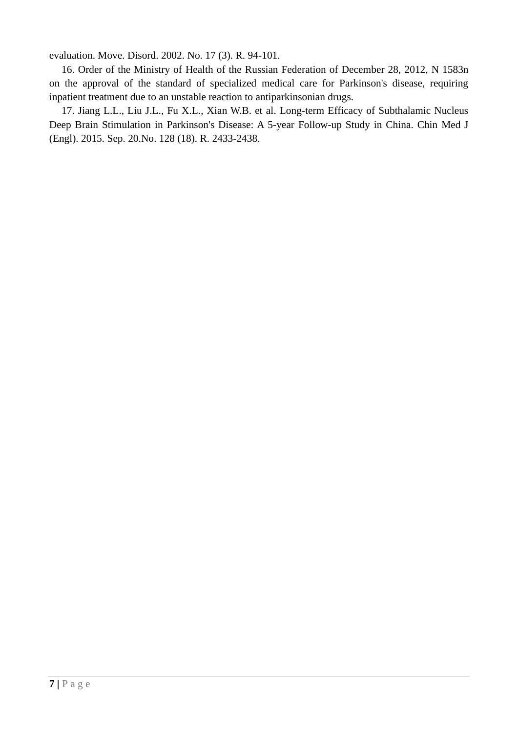evaluation. Move. Disord. 2002. No. 17 (3). R. 94-101.

16. Order of the Ministry of Health of the Russian Federation of December 28, 2012, N 1583n on the approval of the standard of specialized medical care for Parkinson's disease, requiring inpatient treatment due to an unstable reaction to antiparkinsonian drugs.

17. Jiang L.L., Liu J.L., Fu X.L., Xian W.B. et al. Long-term Efficacy of Subthalamic Nucleus Deep Brain Stimulation in Parkinson's Disease: A 5-year Follow-up Study in China. Chin Med J (Engl). 2015. Sep. 20.No. 128 (18). R. 2433-2438.